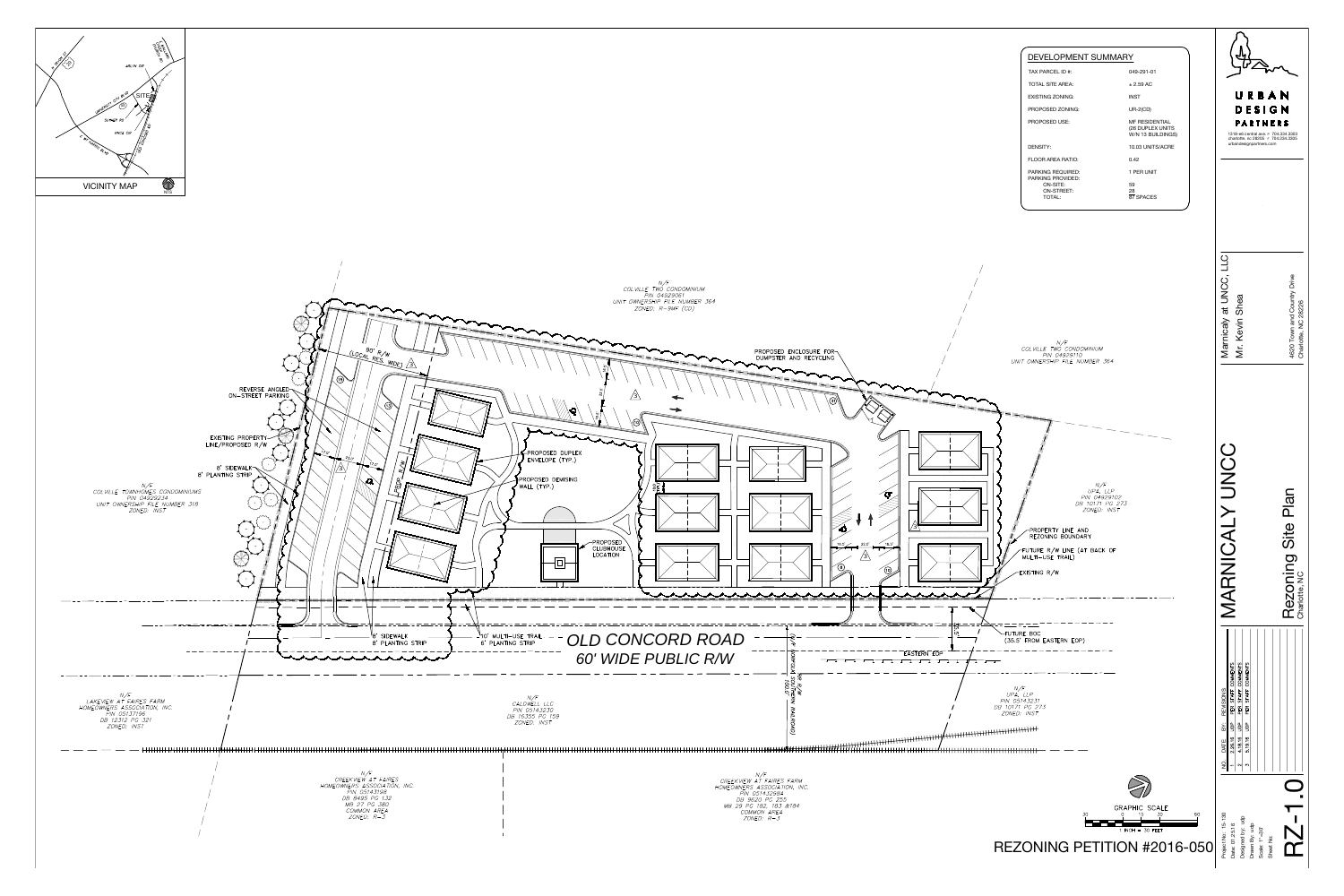## DEVELOPMENT SUMMARY

| | |
|---|---|
| TAX PARCEL ID #: | 049-291-01 |
| TOTAL SITE AREA: | ± 2.59 AC |
| EXISTING ZONING: | INST |
| PROPOSED ZONING: | UR-2(CD) |
| PROPOSED USE: | MF RESIDENTIAL (26 DUPLEX UNITS W/IN 13 BUILDINGS) |
| DENSITY: | 10.03 UNITS/ACRE |
| FLOOR AREA RATIO: | 0.42 |
| PARKING REQUIRED: | 1 PER UNIT |
| PARKING PROVIDED: | |
| ON-SITE: | 59 |
| ON-STREET: | 28 |
| TOTAL: | 87 SPACES |

VICINITY MAP

NTS

N/F
COLVILLE TWO CONDOMINIUM
PIN 04929061
UNIT OWNERSHIP FILE NUMBER 364
ZONED: R-8MF (CD)

N/F
COLVILLE TWO CONDOMINIUM
PIN 04929110
UNIT OWNERSHIP FILE NUMBER 364

N/F
COLVILLE TOWNHOMES CONDOMINIUMS
PIN 04929234
UNIT OWNERSHIP FILE NUMBER 318
ZONED: INST

N/F
UP4, LLP
PIN 04929107
DB 10171 PG 273
ZONED: INST

50' R/W (LOCAL RES. WIDE)

REVERSE ANGLED ON-STREET PARKING

EXISTING PROPERTY LINE/PROPOSED R/W

8' SIDEWALK
8' PLANTING STRIP

PROPOSED ENCLOSURE FOR DUMPSTER AND RECYCLING

PROPOSED DUPLEX ENVELOPE (TYP.)

PROPOSED DEMISING WALL (TYP.)

PROPOSED CLUBHOUSE LOCATION

PROPERTY LINE AND REZONING BOUNDARY

FUTURE R/W LINE (AT BACK OF MULTI-USE TRAIL)

EXISTING R/W

FUTURE BOC (35.5' FROM EASTERN EOP)

8' SIDEWALK
8' PLANTING STRIP

10' MULTI-USE TRAIL
8' PLANTING STRIP

OLD CONCORD ROAD
60' WIDE PUBLIC R/W

EASTERN EOP

NORFOLK SOUTHERN RAILROAD

N/F
LAKEVIEW AT FAIRES FARM HOMEOWNERS ASSOCIATION, INC.
PIN: 05137196
DB 12312 PG 321
ZONED: INST

N/F
CALDWELL, LLC
PIN 05143230
DB 16355 PG 159
ZONED: INST

N/F
UP4, LLP
PIN 05143231
DB 10171 PG 273
ZONED: INST

N/F
CREEKVIEW AT FAIRES HOMEOWNERS ASSOCIATION, INC.
PIN 05143198
DB 8495 PG 132
MB 27 PG 380
COMMON AREA
ZONED: R-3

N/F
CREEKVIEW AT FAIRES FARM HOMEOWNERS ASSOCIATION, INC.
PIN 05143984
DB 9620 PG 255,
MB 29 PG 182, 183 &184
COMMON AREA
ZONED: R-3

GRAPHIC SCALE
1 INCH = 30 FEET

REZONING PETITION #2016-050

URBAN DESIGN PARTNERS
1318-e6 central ave. P 704.334.3303
charlotte, nc 28205 F 704.334.3305
urbandesignpartners.com

Marnicaly at UNCC, LLC
Mr. Kevin Shea
4620 Town and Country Drive
Charlotte, NC 28226

# MARNICALY UNCC

## Rezoning Site Plan
Charlotte, NC

| NO. | DATE | BY | REVISIONS |
|---|---|---|---|
| 1 | 2.26.16 | JDP | PER STAFF COMMENTS |
| 2 | 4.18.16 | JDP | PER STAFF COMMENTS |
| 3 | 5.19.16 | JDP | PER STAFF COMMENTS |

Project No.: 15-130
Date: 01.23.16
Designed by: UDP
Drawn By: UDP
Scale: 1"=30'
Sheet No:

RZ-1.0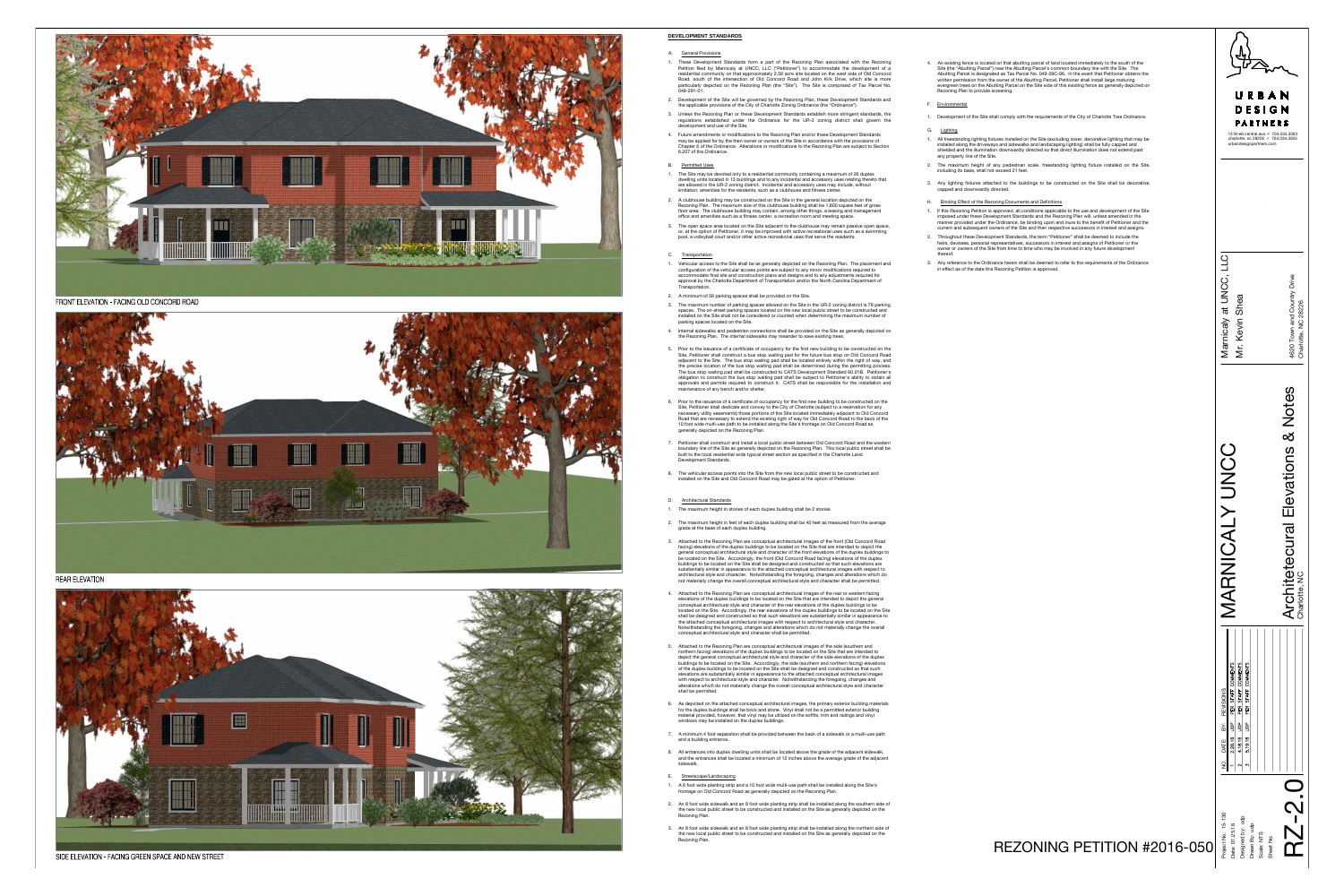FRONT ELEVATION - FACING OLD CONCORD ROAD

REAR ELEVATION

SIDE ELEVATION - FACING GREEN SPACE AND NEW STREET

## DEVELOPMENT STANDARDS

### A. General Provisions

1. These Development Standards form a part of the Rezoning Plan associated with the Rezoning Petition filed by Marnicaly at UNCC, LLC ("Petitioner") to accommodate the development of a residential community on that approximately 2.59 acre site located on the west side of Old Concord Road, south of the intersection of Old Concord Road and John Kirk Drive, which site is more particularly depicted on the Rezoning Plan (the "Site"). The Site is comprised of Tax Parcel No. 049-291-01.

2. Development of the Site will be governed by the Rezoning Plan, these Development Standards and the applicable provisions of the City of Charlotte Zoning Ordinance (the "Ordinance").

3. Unless the Rezoning Plan or these Development Standards establish more stringent standards, the regulations established under the Ordinance for the UR-2 zoning district shall govern the development and use of the Site.

4. Future amendments or modifications to the Rezoning Plan and/or these Development Standards may be applied for by the then owner or owners of the Site in accordance with the provisions of Chapter 6 of the Ordinance. Alterations or modifications to the Rezoning Plan are subject to Section 6.207 of the Ordinance.

### B. Permitted Uses

1. The Site may be devoted only to a residential community containing a maximum of 26 duplex dwelling units located in 13 buildings and to any incidental and accessory uses relating thereto that are allowed in the UR-2 zoning district. Incidental and accessory uses may include, without limitation, amenities for the residents, such as a clubhouse and fitness center.

2. A clubhouse building may be constructed on the Site in the general location depicted on the Rezoning Plan. The maximum size of this clubhouse building shall be 1,800 square feet of gross floor area. The clubhouse building may contain, among other things, a leasing and management office and amenities such as a fitness center, a recreation room and meeting space.

3. The open space area located on the Site adjacent to the clubhouse may remain passive open space, or, at the option of Petitioner, it may be improved with active recreational uses such as a swimming pool, a volleyball court and/or other active recreational uses that serve the residents.

### C. Transportation

1. Vehicular access to the Site shall be as generally depicted on the Rezoning Plan. The placement and configuration of the vehicular access points are subject to any minor modifications required to accommodate final site and construction plans and designs and to any adjustments required for approval by the Charlotte Department of Transportation and/or the North Carolina Department of Transportation.

2. A minimum of 59 parking spaces shall be provided on the Site.

3. The maximum number of parking spaces allowed on the Site in the UR-2 zoning district is 78 parking spaces. The on-street parking spaces located on the new local public street to be constructed and installed on the Site shall not be considered or counted when determining the maximum number of parking spaces located on the Site.

4. Internal sidewalks and pedestrian connections shall be provided on the Site as generally depicted on the Rezoning Plan. The internal sidewalks may meander to save existing trees.

5. Prior to the issuance of a certificate of occupancy for the first new building to be constructed on the Site, Petitioner shall construct a bus stop waiting pad for the future bus stop on Old Concord Road adjacent to the Site. The bus stop waiting pad shall be located entirely within the right of way, and the precise location of the bus stop waiting pad shall be determined during the permitting process. The bus stop waiting pad shall be constructed to CATS Development Standard 60.01B. Petitioner's obligation to construct the bus stop waiting pad shall be subject to Petitioner's ability to obtain all approvals and permits required to construct it. CATS shall be responsible for the installation and maintenance of any bench and/or shelter.

6. Prior to the issuance of a certificate of occupancy for the first new building to be constructed on the Site, Petitioner shall dedicate and convey to the City of Charlotte (subject to a reservation for any necessary utility easements) those portions of the Site located immediately adjacent to Old Concord Road that are necessary to extend the existing right of way for Old Concord Road to the back of the 10 foot wide multi-use path to be installed along the Site's frontage on Old Concord Road as generally depicted on the Rezoning Plan.

7. Petitioner shall construct and install a local public street between Old Concord Road and the western boundary line of the Site as generally depicted on the Rezoning Plan. This local public street shall be built to the local residential wide typical street section as specified in the Charlotte Land Development Standards.

8. The vehicular access points into the Site from the new local public street to be constructed and installed on the Site and Old Concord Road may be gated at the option of Petitioner.

### D. Architectural Standards

1. The maximum height in stories of each duplex building shall be 2 stories.

2. The maximum height in feet of each duplex building shall be 40 feet as measured from the average grade at the base of each duplex building.

3. Attached to the Rezoning Plan are conceptual architectural images of the front (Old Concord Road facing) elevations of the duplex buildings to be located on the Site that are intended to depict the general conceptual architectural style and character of the front elevations of the duplex buildings to be located on the Site. Accordingly, the front (Old Concord Road facing) elevations of the duplex buildings to be located on the Site shall be designed and constructed so that such elevations are substantially similar in appearance to the attached conceptual architectural images with respect to architectural style and character. Notwithstanding the foregoing, changes and alterations which do not materially change the overall conceptual architectural style and character shall be permitted.

4. Attached to the Rezoning Plan are conceptual architectural images of the rear or western facing elevations of the duplex buildings to be located on the Site that are intended to depict the general conceptual architectural style and character of the rear elevations of the duplex buildings to be located on the Site. Accordingly, the rear elevations of the duplex buildings to be located on the Site shall be designed and constructed so that such elevations are substantially similar in appearance to the attached conceptual architectural images with respect to architectural style and character. Notwithstanding the foregoing, changes and alterations which do not materially change the overall conceptual architectural style and character shall be permitted.

5. Attached to the Rezoning Plan are conceptual architectural images of the side (southern and northern facing) elevations of the duplex buildings to be located on the Site that are intended to depict the general conceptual architectural style and character of the side elevations of the duplex buildings to be located on the Site. Accordingly, the side (southern and northern facing) elevations of the duplex buildings to be located on the Site shall be designed and constructed so that such elevations are substantially similar in appearance to the attached conceptual architectural images with respect to architectural style and character. Notwithstanding the foregoing, changes and alterations which do not materially change the overall conceptual architectural style and character shall be permitted.

6. As depicted on the attached conceptual architectural images, the primary exterior building materials for the duplex buildings shall be brick and stone. Vinyl shall not be a permitted exterior building material provided, however, that vinyl may be utilized on the soffits, trim and railings and vinyl windows may be installed on the duplex buildings.

7. A minimum 4 foot separation shall be provided between the back of a sidewalk or a multi-use path and a building entrance.

8. All entrances into duplex dwelling units shall be located above the grade of the adjacent sidewalk, and the entrances shall be located a minimum of 12 inches above the average grade of the adjacent sidewalk.

### E. Streetscape/Landscaping

1. A 6 foot wide planting strip and a 10 foot wide multi-use path shall be installed along the Site's frontage on Old Concord Road as generally depicted on the Rezoning Plan.

2. An 8 foot wide sidewalk and an 8 foot wide planting strip shall be installed along the southern side of the new local public street to be constructed and installed on the Site as generally depicted on the Rezoning Plan.

3. An 8 foot wide sidewalk and an 8 foot wide planting strip shall be installed along the northern side of the new local public street to be constructed and installed on the Site as generally depicted on the Rezoning Plan.

4. An existing fence is located on that abutting parcel of land located immediately to the south of the Site (the "Abutting Parcel") near the Abutting Parcel's common boundary line with the Site. The Abutting Parcel is designated as Tax Parcel No. 049-29C-98. In the event that Petitioner obtains the written permission from the owner of the Abutting Parcel, Petitioner shall install large maturing evergreen trees on the Abutting Parcel on the Site side of this existing fence as generally depicted on the Rezoning Plan to provide screening.

### F. Environmental

1. Development of the Site shall comply with the requirements of the City of Charlotte Tree Ordinance.

### G. Lighting

1. All freestanding lighting fixtures installed on the Site (excluding lower, decorative lighting that may be installed along the driveways and sidewalks and landscaping lighting) shall be fully capped and shielded and the illumination downwardly directed so that direct illumination does not extend past any property line of the Site.

2. The maximum height of any pedestrian scale, freestanding lighting fixture installed on the Site, including its base, shall not exceed 21 feet.

3. Any lighting fixtures attached to the buildings to be constructed on the Site shall be decorative, capped and downwardly directed.

### H. Binding Effect of the Rezoning Documents and Definitions

1. If this Rezoning Petition is approved, all conditions applicable to the use and development of the Site imposed under these Development Standards and the Rezoning Plan will, unless amended in the manner provided under the Ordinance, be binding upon and inure to the benefit of Petitioner and the current and subsequent owners of the Site and their respective successors in interest and assigns.

2. Throughout these Development Standards, the term "Petitioner" shall be deemed to include the heirs, devisees, personal representatives, successors in interest and assigns of Petitioner or the owner or owners of the Site from time to time who may be involved in any future development thereof.

3. Any reference to the Ordinance herein shall be deemed to refer to the requirements of the Ordinance in effect as of the date this Rezoning Petition is approved.

REZONING PETITION #2016-050

URBAN DESIGN PARTNERS

1318-e6 central ave. p 704.334.3303
charlotte, nc 28205 f 704.334.3305
urbandesignpartners.com

Marnicaly at UNCC, LLC
Mr. Kevin Shea

4620 Town and Country Drive
Charlotte, NC 28226

MARNICALY UNCC

Architetecural Elevations & Notes
Charlotte, NC

| NO. | DATE: | BY: | REVISIONS: |
|---|---|---|---|
| 1 | 2.26.16 | JDP | PER STAFF COMMENTS |
| 2 | 4.18.16 | JDP | PER STAFF COMMENTS |
| 3 | 5.19.16 | JDP | PER STAFF COMMENTS |

Project No.: 15-130
Date: 01.25.16
Designed by: udp
Drawn By: udp
Scale: NTS
Sheet No:

RZ-2.0